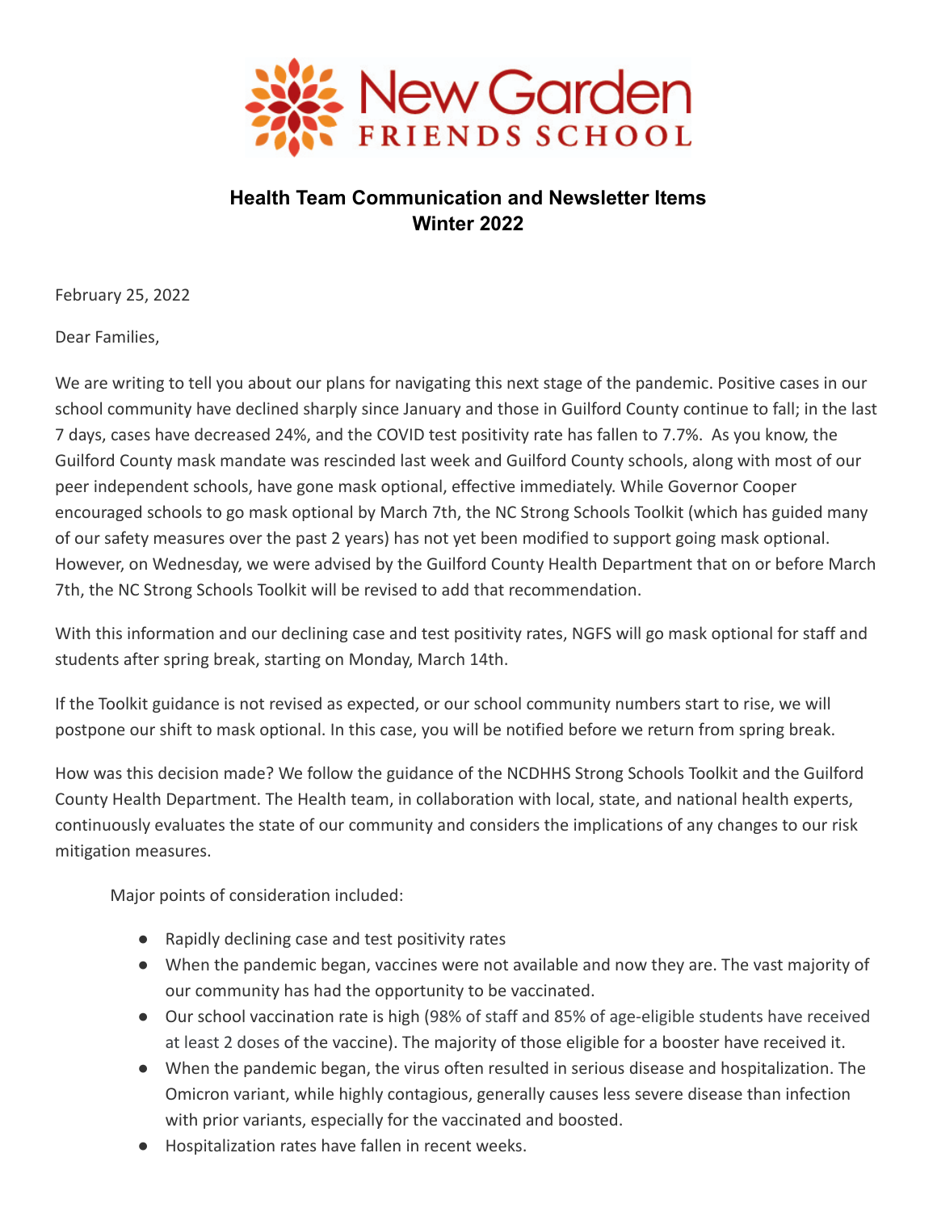New Garden
FRIENDS SCHOOL

## Health Team Communication and Newsletter Items
## Winter 2022

February 25, 2022

Dear Families,

We are writing to tell you about our plans for navigating this next stage of the pandemic. Positive cases in our school community have declined sharply since January and those in Guilford County continue to fall; in the last 7 days, cases have decreased 24%, and the COVID test positivity rate has fallen to 7.7%. As you know, the Guilford County mask mandate was rescinded last week and Guilford County schools, along with most of our peer independent schools, have gone mask optional, effective immediately. While Governor Cooper encouraged schools to go mask optional by March 7th, the NC Strong Schools Toolkit (which has guided many of our safety measures over the past 2 years) has not yet been modified to support going mask optional. However, on Wednesday, we were advised by the Guilford County Health Department that on or before March 7th, the NC Strong Schools Toolkit will be revised to add that recommendation.

With this information and our declining case and test positivity rates, NGFS will go mask optional for staff and students after spring break, starting on Monday, March 14th.

If the Toolkit guidance is not revised as expected, or our school community numbers start to rise, we will postpone our shift to mask optional. In this case, you will be notified before we return from spring break.

How was this decision made? We follow the guidance of the NCDHHS Strong Schools Toolkit and the Guilford County Health Department. The Health team, in collaboration with local, state, and national health experts, continuously evaluates the state of our community and considers the implications of any changes to our risk mitigation measures.

Major points of consideration included:

- Rapidly declining case and test positivity rates
- When the pandemic began, vaccines were not available and now they are. The vast majority of our community has had the opportunity to be vaccinated.
- Our school vaccination rate is high (98% of staff and 85% of age-eligible students have received at least 2 doses of the vaccine). The majority of those eligible for a booster have received it.
- When the pandemic began, the virus often resulted in serious disease and hospitalization. The Omicron variant, while highly contagious, generally causes less severe disease than infection with prior variants, especially for the vaccinated and boosted.
- Hospitalization rates have fallen in recent weeks.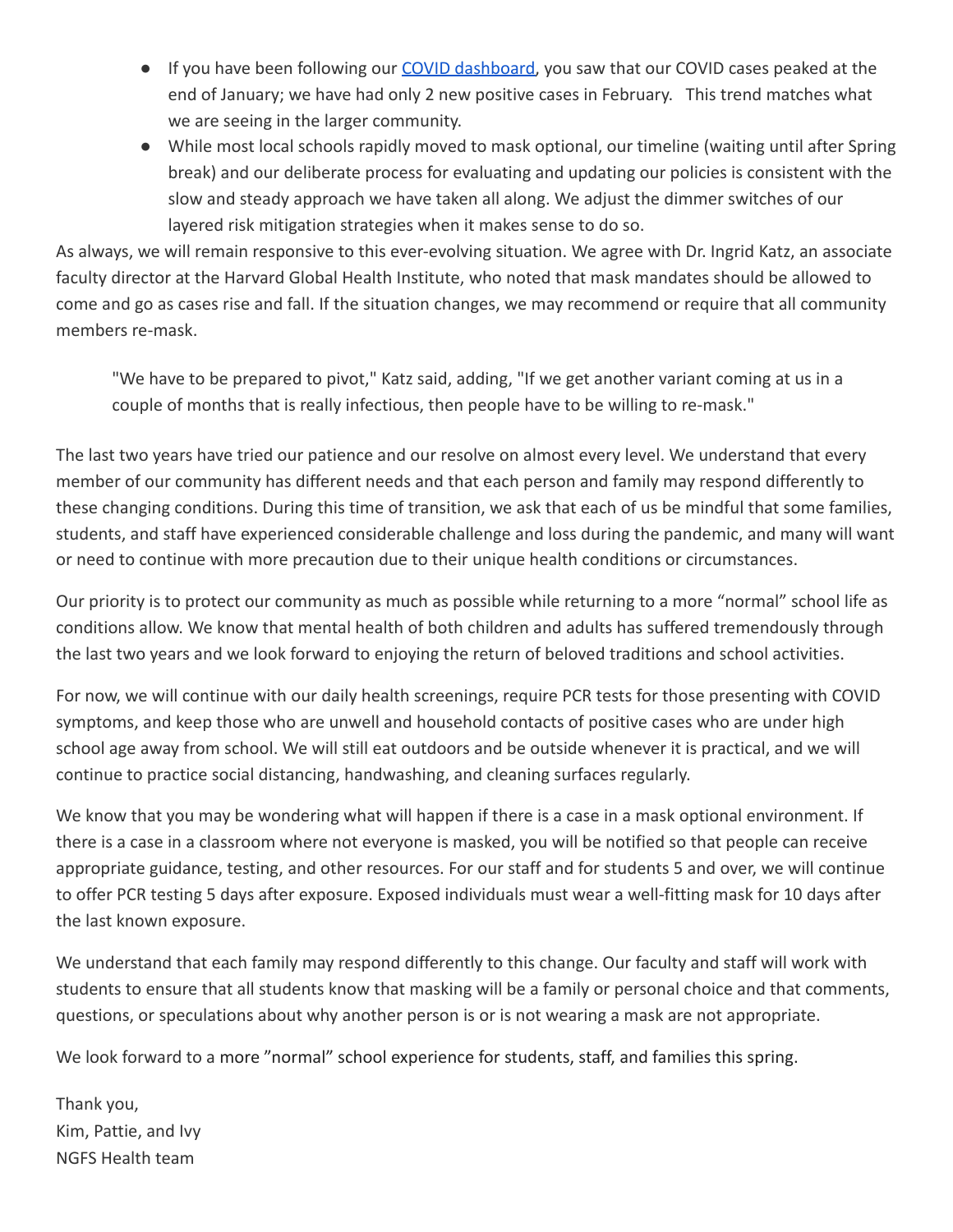- If you have been following our [COVID dashboard](), you saw that our COVID cases peaked at the end of January; we have had only 2 new positive cases in February. This trend matches what we are seeing in the larger community.
- While most local schools rapidly moved to mask optional, our timeline (waiting until after Spring break) and our deliberate process for evaluating and updating our policies is consistent with the slow and steady approach we have taken all along. We adjust the dimmer switches of our layered risk mitigation strategies when it makes sense to do so.

As always, we will remain responsive to this ever-evolving situation. We agree with Dr. Ingrid Katz, an associate faculty director at the Harvard Global Health Institute, who noted that mask mandates should be allowed to come and go as cases rise and fall. If the situation changes, we may recommend or require that all community members re-mask.

> "We have to be prepared to pivot," Katz said, adding, "If we get another variant coming at us in a couple of months that is really infectious, then people have to be willing to re-mask."

The last two years have tried our patience and our resolve on almost every level. We understand that every member of our community has different needs and that each person and family may respond differently to these changing conditions. During this time of transition, we ask that each of us be mindful that some families, students, and staff have experienced considerable challenge and loss during the pandemic, and many will want or need to continue with more precaution due to their unique health conditions or circumstances.

Our priority is to protect our community as much as possible while returning to a more "normal" school life as conditions allow. We know that mental health of both children and adults has suffered tremendously through the last two years and we look forward to enjoying the return of beloved traditions and school activities.

For now, we will continue with our daily health screenings, require PCR tests for those presenting with COVID symptoms, and keep those who are unwell and household contacts of positive cases who are under high school age away from school. We will still eat outdoors and be outside whenever it is practical, and we will continue to practice social distancing, handwashing, and cleaning surfaces regularly.

We know that you may be wondering what will happen if there is a case in a mask optional environment. If there is a case in a classroom where not everyone is masked, you will be notified so that people can receive appropriate guidance, testing, and other resources. For our staff and for students 5 and over, we will continue to offer PCR testing 5 days after exposure. Exposed individuals must wear a well-fitting mask for 10 days after the last known exposure.

We understand that each family may respond differently to this change. Our faculty and staff will work with students to ensure that all students know that masking will be a family or personal choice and that comments, questions, or speculations about why another person is or is not wearing a mask are not appropriate.

We look forward to a more "normal" school experience for students, staff, and families this spring.

Thank you,
Kim, Pattie, and Ivy
NGFS Health team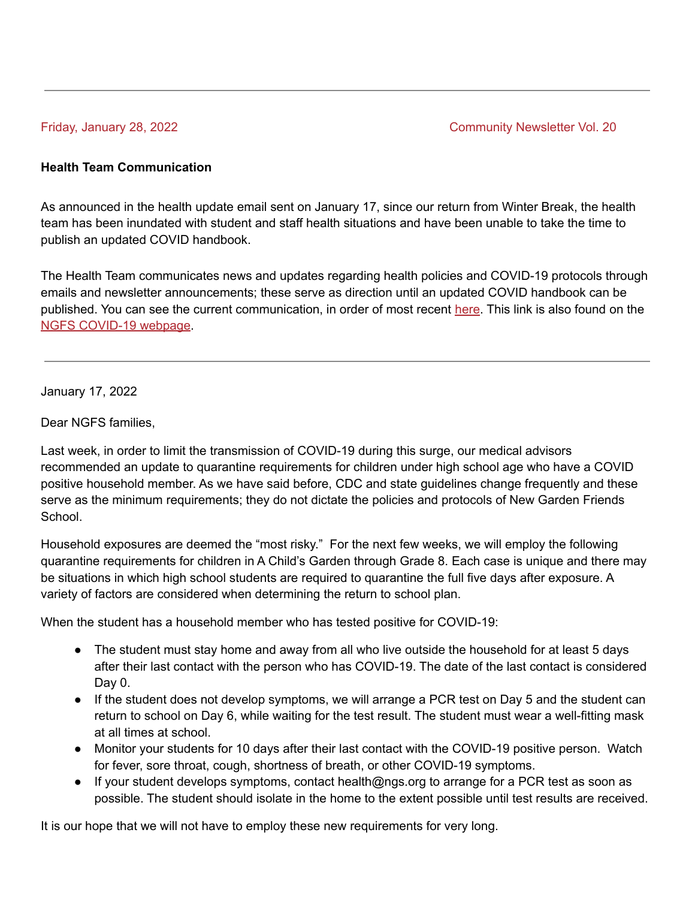---

Friday, January 28, 2022 Community Newsletter Vol. 20

**Health Team Communication**

As announced in the health update email sent on January 17, since our return from Winter Break, the health team has been inundated with student and staff health situations and have been unable to take the time to publish an updated COVID handbook.

The Health Team communicates news and updates regarding health policies and COVID-19 protocols through emails and newsletter announcements; these serve as direction until an updated COVID handbook can be published. You can see the current communication, in order of most recent here. This link is also found on the NGFS COVID-19 webpage.

---

January 17, 2022

Dear NGFS families,

Last week, in order to limit the transmission of COVID-19 during this surge, our medical advisors recommended an update to quarantine requirements for children under high school age who have a COVID positive household member. As we have said before, CDC and state guidelines change frequently and these serve as the minimum requirements; they do not dictate the policies and protocols of New Garden Friends School.

Household exposures are deemed the "most risky." For the next few weeks, we will employ the following quarantine requirements for children in A Child's Garden through Grade 8. Each case is unique and there may be situations in which high school students are required to quarantine the full five days after exposure. A variety of factors are considered when determining the return to school plan.

When the student has a household member who has tested positive for COVID-19:

- The student must stay home and away from all who live outside the household for at least 5 days after their last contact with the person who has COVID-19. The date of the last contact is considered Day 0.
- If the student does not develop symptoms, we will arrange a PCR test on Day 5 and the student can return to school on Day 6, while waiting for the test result. The student must wear a well-fitting mask at all times at school.
- Monitor your students for 10 days after their last contact with the COVID-19 positive person. Watch for fever, sore throat, cough, shortness of breath, or other COVID-19 symptoms.
- If your student develops symptoms, contact health@ngs.org to arrange for a PCR test as soon as possible. The student should isolate in the home to the extent possible until test results are received.

It is our hope that we will not have to employ these new requirements for very long.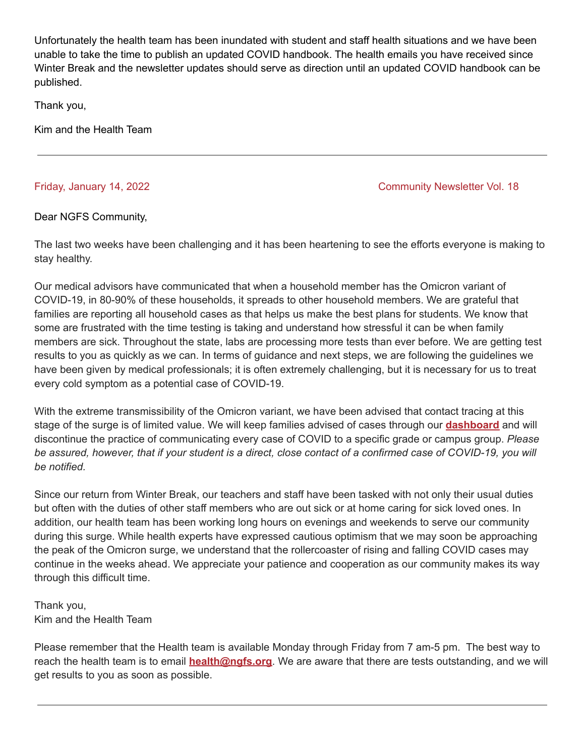Unfortunately the health team has been inundated with student and staff health situations and we have been unable to take the time to publish an updated COVID handbook. The health emails you have received since Winter Break and the newsletter updates should serve as direction until an updated COVID handbook can be published.

Thank you,

Kim and the Health Team

---

Friday, January 14, 2022 Community Newsletter Vol. 18

Dear NGFS Community,

The last two weeks have been challenging and it has been heartening to see the efforts everyone is making to stay healthy.

Our medical advisors have communicated that when a household member has the Omicron variant of COVID-19, in 80-90% of these households, it spreads to other household members. We are grateful that families are reporting all household cases as that helps us make the best plans for students. We know that some are frustrated with the time testing is taking and understand how stressful it can be when family members are sick. Throughout the state, labs are processing more tests than ever before. We are getting test results to you as quickly as we can. In terms of guidance and next steps, we are following the guidelines we have been given by medical professionals; it is often extremely challenging, but it is necessary for us to treat every cold symptom as a potential case of COVID-19.

With the extreme transmissibility of the Omicron variant, we have been advised that contact tracing at this stage of the surge is of limited value. We will keep families advised of cases through our **dashboard** and will discontinue the practice of communicating every case of COVID to a specific grade or campus group. *Please be assured, however, that if your student is a direct, close contact of a confirmed case of COVID-19, you will be notified.*

Since our return from Winter Break, our teachers and staff have been tasked with not only their usual duties but often with the duties of other staff members who are out sick or at home caring for sick loved ones. In addition, our health team has been working long hours on evenings and weekends to serve our community during this surge. While health experts have expressed cautious optimism that we may soon be approaching the peak of the Omicron surge, we understand that the rollercoaster of rising and falling COVID cases may continue in the weeks ahead. We appreciate your patience and cooperation as our community makes its way through this difficult time.

Thank you,
Kim and the Health Team

Please remember that the Health team is available Monday through Friday from 7 am-5 pm. The best way to reach the health team is to email **health@ngfs.org**. We are aware that there are tests outstanding, and we will get results to you as soon as possible.

---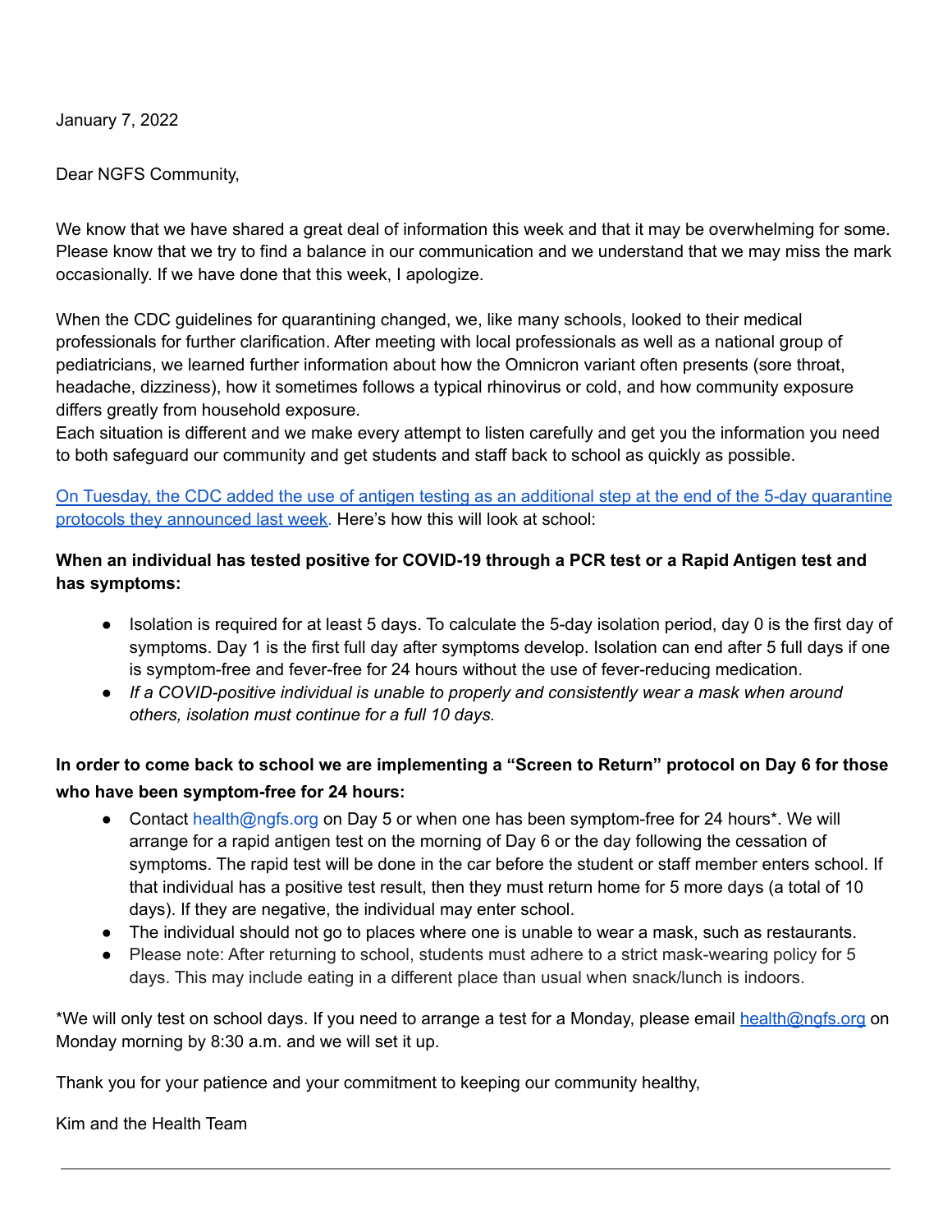January 7, 2022

Dear NGFS Community,

We know that we have shared a great deal of information this week and that it may be overwhelming for some. Please know that we try to find a balance in our communication and we understand that we may miss the mark occasionally. If we have done that this week, I apologize.

When the CDC guidelines for quarantining changed, we, like many schools, looked to their medical professionals for further clarification. After meeting with local professionals as well as a national group of pediatricians, we learned further information about how the Omnicron variant often presents (sore throat, headache, dizziness), how it sometimes follows a typical rhinovirus or cold, and how community exposure differs greatly from household exposure.
Each situation is different and we make every attempt to listen carefully and get you the information you need to both safeguard our community and get students and staff back to school as quickly as possible.

On Tuesday, the CDC added the use of antigen testing as an additional step at the end of the 5-day quarantine protocols they announced last week. Here's how this will look at school:

**When an individual has tested positive for COVID-19 through a PCR test or a Rapid Antigen test and has symptoms:**

- Isolation is required for at least 5 days. To calculate the 5-day isolation period, day 0 is the first day of symptoms. Day 1 is the first full day after symptoms develop. Isolation can end after 5 full days if one is symptom-free and fever-free for 24 hours without the use of fever-reducing medication.
- *If a COVID-positive individual is unable to properly and consistently wear a mask when around others, isolation must continue for a full 10 days.*

**In order to come back to school we are implementing a "Screen to Return" protocol on Day 6 for those who have been symptom-free for 24 hours:**

- Contact health@ngfs.org on Day 5 or when one has been symptom-free for 24 hours*. We will arrange for a rapid antigen test on the morning of Day 6 or the day following the cessation of symptoms. The rapid test will be done in the car before the student or staff member enters school. If that individual has a positive test result, then they must return home for 5 more days (a total of 10 days). If they are negative, the individual may enter school.
- The individual should not go to places where one is unable to wear a mask, such as restaurants.
- Please note: After returning to school, students must adhere to a strict mask-wearing policy for 5 days. This may include eating in a different place than usual when snack/lunch is indoors.

*We will only test on school days. If you need to arrange a test for a Monday, please email health@ngfs.org on Monday morning by 8:30 a.m. and we will set it up.

Thank you for your patience and your commitment to keeping our community healthy,

Kim and the Health Team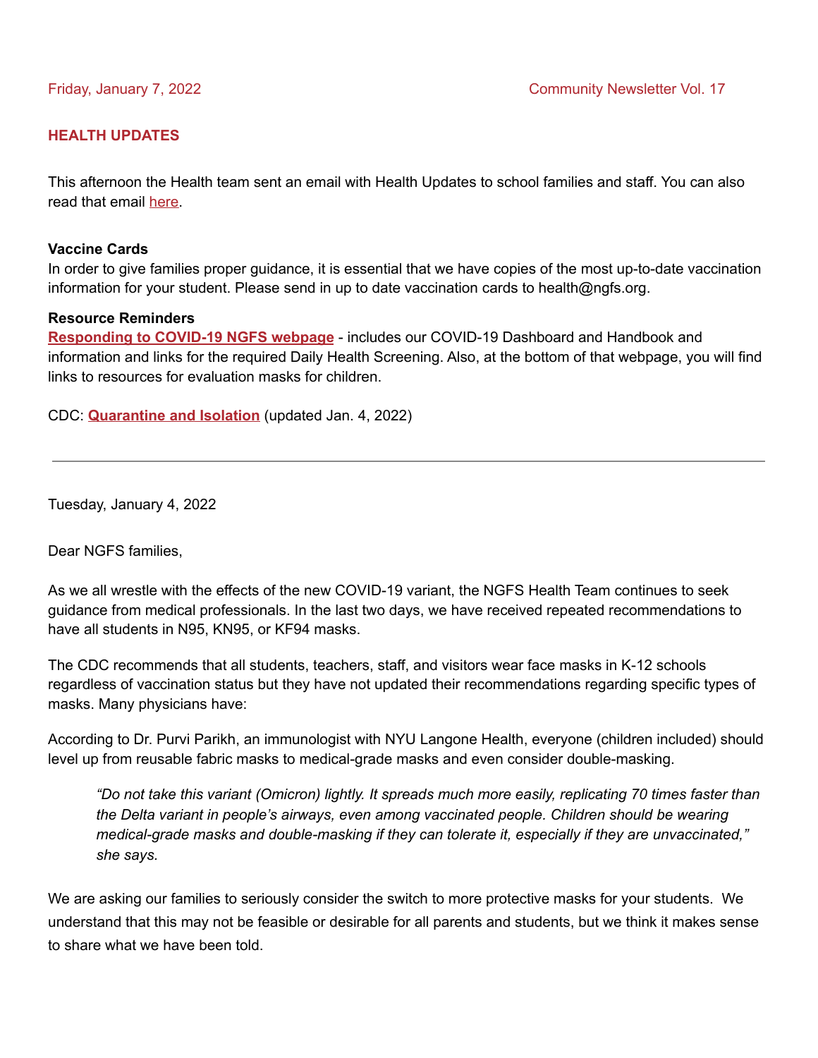Friday, January 7, 2022 Community Newsletter Vol. 17

## HEALTH UPDATES

This afternoon the Health team sent an email with Health Updates to school families and staff. You can also read that email here.

**Vaccine Cards**

In order to give families proper guidance, it is essential that we have copies of the most up-to-date vaccination information for your student. Please send in up to date vaccination cards to health@ngfs.org.

**Resource Reminders**

**Responding to COVID-19 NGFS webpage** - includes our COVID-19 Dashboard and Handbook and information and links for the required Daily Health Screening. Also, at the bottom of that webpage, you will find links to resources for evaluation masks for children.

CDC: **Quarantine and Isolation** (updated Jan. 4, 2022)

---

Tuesday, January 4, 2022

Dear NGFS families,

As we all wrestle with the effects of the new COVID-19 variant, the NGFS Health Team continues to seek guidance from medical professionals. In the last two days, we have received repeated recommendations to have all students in N95, KN95, or KF94 masks.

The CDC recommends that all students, teachers, staff, and visitors wear face masks in K-12 schools regardless of vaccination status but they have not updated their recommendations regarding specific types of masks. Many physicians have:

According to Dr. Purvi Parikh, an immunologist with NYU Langone Health, everyone (children included) should level up from reusable fabric masks to medical-grade masks and even consider double-masking.

> *"Do not take this variant (Omicron) lightly. It spreads much more easily, replicating 70 times faster than the Delta variant in people's airways, even among vaccinated people. Children should be wearing medical-grade masks and double-masking if they can tolerate it, especially if they are unvaccinated," she says.*

We are asking our families to seriously consider the switch to more protective masks for your students. We understand that this may not be feasible or desirable for all parents and students, but we think it makes sense to share what we have been told.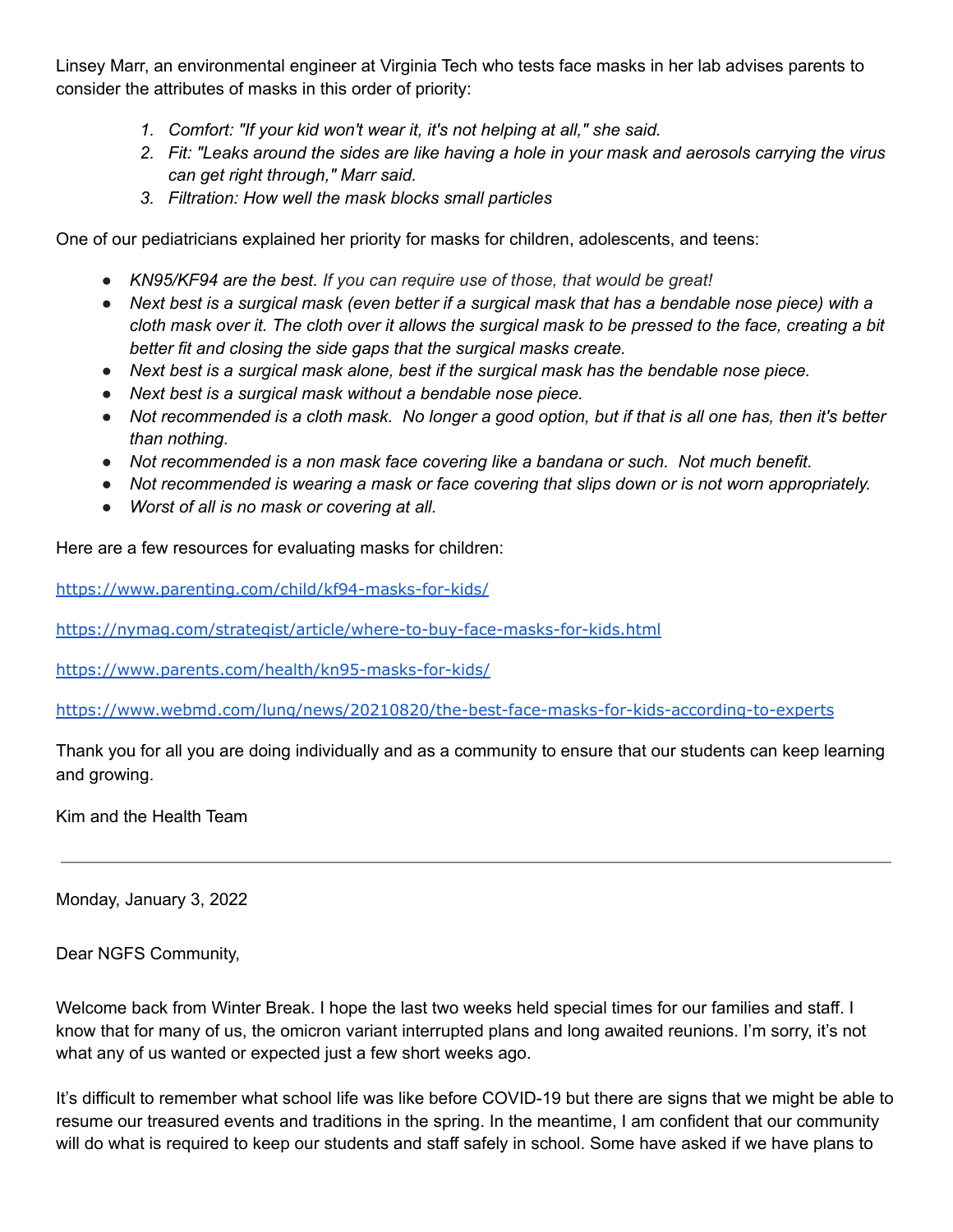Linsey Marr, an environmental engineer at Virginia Tech who tests face masks in her lab advises parents to consider the attributes of masks in this order of priority:

1. *Comfort: "If your kid won't wear it, it's not helping at all," she said.*
2. *Fit: "Leaks around the sides are like having a hole in your mask and aerosols carrying the virus can get right through," Marr said.*
3. *Filtration: How well the mask blocks small particles*

One of our pediatricians explained her priority for masks for children, adolescents, and teens:

- *KN95/KF94 are the best. If you can require use of those, that would be great!*
- *Next best is a surgical mask (even better if a surgical mask that has a bendable nose piece) with a cloth mask over it. The cloth over it allows the surgical mask to be pressed to the face, creating a bit better fit and closing the side gaps that the surgical masks create.*
- *Next best is a surgical mask alone, best if the surgical mask has the bendable nose piece.*
- *Next best is a surgical mask without a bendable nose piece.*
- *Not recommended is a cloth mask. No longer a good option, but if that is all one has, then it's better than nothing.*
- *Not recommended is a non mask face covering like a bandana or such. Not much benefit.*
- *Not recommended is wearing a mask or face covering that slips down or is not worn appropriately.*
- *Worst of all is no mask or covering at all.*

Here are a few resources for evaluating masks for children:

https://www.parenting.com/child/kf94-masks-for-kids/

https://nymag.com/strategist/article/where-to-buy-face-masks-for-kids.html

https://www.parents.com/health/kn95-masks-for-kids/

https://www.webmd.com/lung/news/20210820/the-best-face-masks-for-kids-according-to-experts

Thank you for all you are doing individually and as a community to ensure that our students can keep learning and growing.

Kim and the Health Team

---

Monday, January 3, 2022

Dear NGFS Community,

Welcome back from Winter Break. I hope the last two weeks held special times for our families and staff. I know that for many of us, the omicron variant interrupted plans and long awaited reunions. I'm sorry, it's not what any of us wanted or expected just a few short weeks ago.

It's difficult to remember what school life was like before COVID-19 but there are signs that we might be able to resume our treasured events and traditions in the spring. In the meantime, I am confident that our community will do what is required to keep our students and staff safely in school. Some have asked if we have plans to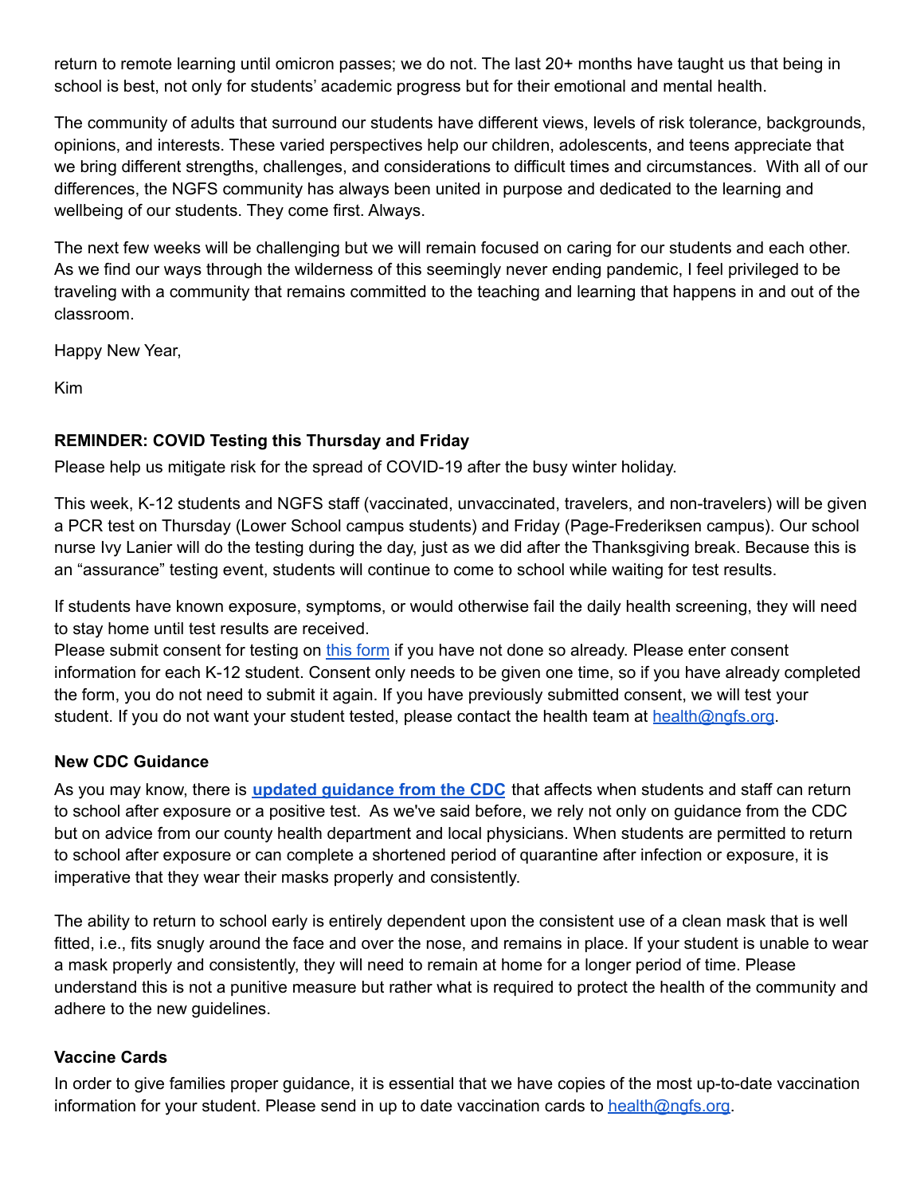return to remote learning until omicron passes; we do not. The last 20+ months have taught us that being in school is best, not only for students' academic progress but for their emotional and mental health.

The community of adults that surround our students have different views, levels of risk tolerance, backgrounds, opinions, and interests. These varied perspectives help our children, adolescents, and teens appreciate that we bring different strengths, challenges, and considerations to difficult times and circumstances. With all of our differences, the NGFS community has always been united in purpose and dedicated to the learning and wellbeing of our students. They come first. Always.

The next few weeks will be challenging but we will remain focused on caring for our students and each other. As we find our ways through the wilderness of this seemingly never ending pandemic, I feel privileged to be traveling with a community that remains committed to the teaching and learning that happens in and out of the classroom.

Happy New Year,

Kim

**REMINDER: COVID Testing this Thursday and Friday**

Please help us mitigate risk for the spread of COVID-19 after the busy winter holiday.

This week, K-12 students and NGFS staff (vaccinated, unvaccinated, travelers, and non-travelers) will be given a PCR test on Thursday (Lower School campus students) and Friday (Page-Frederiksen campus). Our school nurse Ivy Lanier will do the testing during the day, just as we did after the Thanksgiving break. Because this is an "assurance" testing event, students will continue to come to school while waiting for test results.

If students have known exposure, symptoms, or would otherwise fail the daily health screening, they will need to stay home until test results are received.
Please submit consent for testing on this form if you have not done so already. Please enter consent information for each K-12 student. Consent only needs to be given one time, so if you have already completed the form, you do not need to submit it again. If you have previously submitted consent, we will test your student. If you do not want your student tested, please contact the health team at health@ngfs.org.

**New CDC Guidance**

As you may know, there is **updated guidance from the CDC** that affects when students and staff can return to school after exposure or a positive test. As we've said before, we rely not only on guidance from the CDC but on advice from our county health department and local physicians. When students are permitted to return to school after exposure or can complete a shortened period of quarantine after infection or exposure, it is imperative that they wear their masks properly and consistently.

The ability to return to school early is entirely dependent upon the consistent use of a clean mask that is well fitted, i.e., fits snugly around the face and over the nose, and remains in place. If your student is unable to wear a mask properly and consistently, they will need to remain at home for a longer period of time. Please understand this is not a punitive measure but rather what is required to protect the health of the community and adhere to the new guidelines.

**Vaccine Cards**

In order to give families proper guidance, it is essential that we have copies of the most up-to-date vaccination information for your student. Please send in up to date vaccination cards to health@ngfs.org.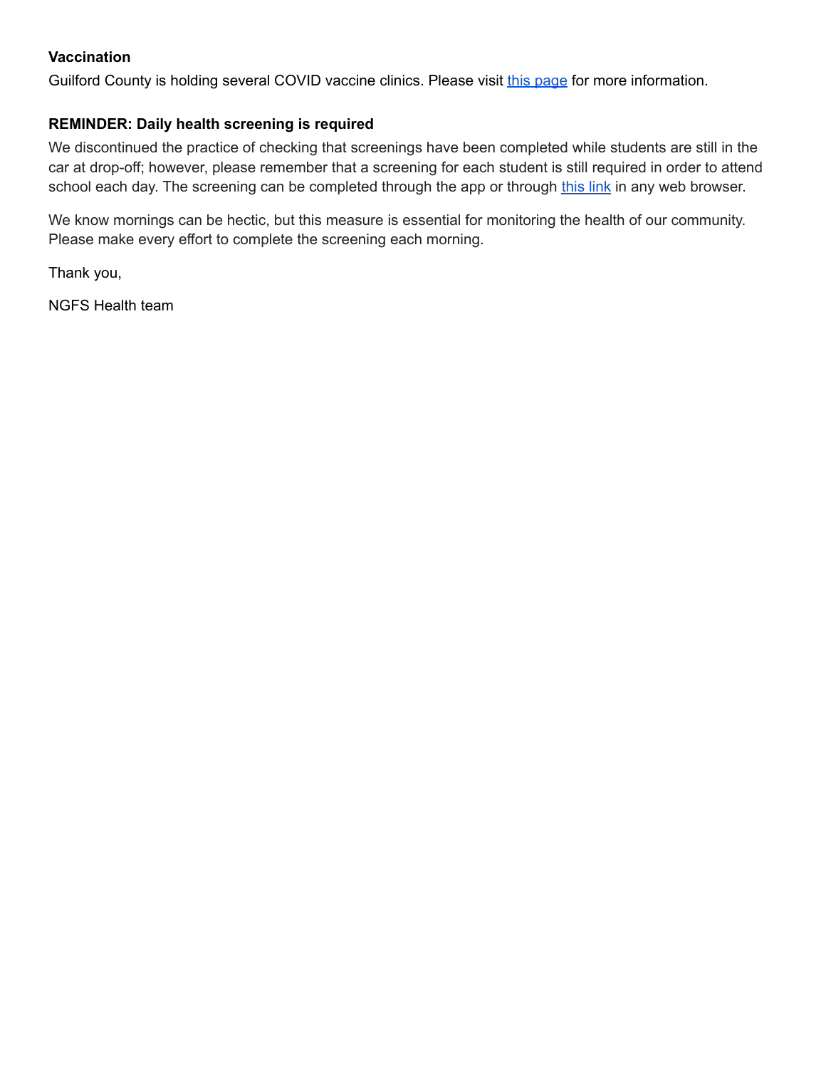**Vaccination**

Guilford County is holding several COVID vaccine clinics. Please visit this page for more information.

**REMINDER: Daily health screening is required**

We discontinued the practice of checking that screenings have been completed while students are still in the car at drop-off; however, please remember that a screening for each student is still required in order to attend school each day. The screening can be completed through the app or through this link in any web browser.

We know mornings can be hectic, but this measure is essential for monitoring the health of our community. Please make every effort to complete the screening each morning.

Thank you,

NGFS Health team